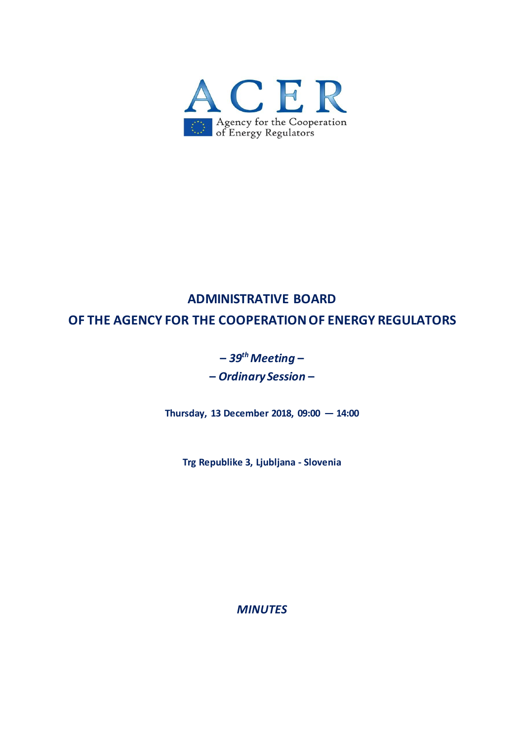ACER

Agency for the Cooperation of Energy Regulators

# ADMINISTRATIVE BOARD OF THE AGENCY FOR THE COOPERATION OF ENERGY REGULATORS

***– 39th Meeting –***

***– Ordinary Session –***

**Thursday, 13 December 2018, 09:00 — 14:00**

**Trg Republike 3, Ljubljana - Slovenia**

***MINUTES***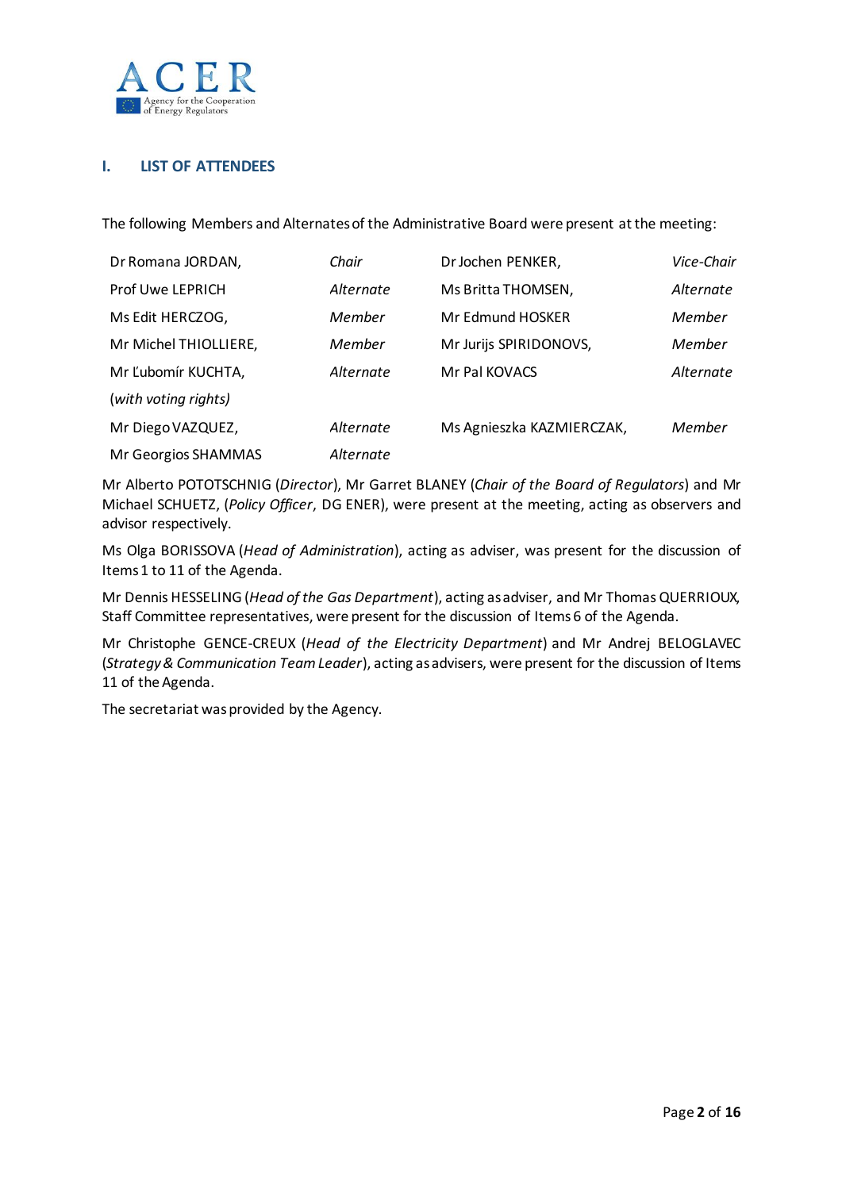## I. LIST OF ATTENDEES

The following Members and Alternates of the Administrative Board were present at the meeting:

| | | | |
|---|---|---|---|
| Dr Romana JORDAN, | *Chair* | Dr Jochen PENKER, | *Vice-Chair* |
| Prof Uwe LEPRICH | *Alternate* | Ms Britta THOMSEN, | *Alternate* |
| Ms Edit HERCZOG, | *Member* | Mr Edmund HOSKER | *Member* |
| Mr Michel THIOLLIERE, | *Member* | Mr Jurijs SPIRIDONOVS, | *Member* |
| Mr Ľubomír KUCHTA, | *Alternate* | Mr Pal KOVACS | *Alternate* |
| (*with voting rights*) | | | |
| Mr Diego VAZQUEZ, | *Alternate* | Ms Agnieszka KAZMIERCZAK, | *Member* |
| Mr Georgios SHAMMAS | *Alternate* | | |

Mr Alberto POTOTSCHNIG (*Director*), Mr Garret BLANEY (*Chair of the Board of Regulators*) and Mr Michael SCHUETZ, (*Policy Officer*, DG ENER), were present at the meeting, acting as observers and advisor respectively.

Ms Olga BORISSOVA (*Head of Administration*), acting as adviser, was present for the discussion of Items 1 to 11 of the Agenda.

Mr Dennis HESSELING (*Head of the Gas Department*), acting as adviser, and Mr Thomas QUERRIOUX, Staff Committee representatives, were present for the discussion of Items 6 of the Agenda.

Mr Christophe GENCE-CREUX (*Head of the Electricity Department*) and Mr Andrej BELOGLAVEC (*Strategy & Communication Team Leader*), acting as advisers, were present for the discussion of Items 11 of the Agenda.

The secretariat was provided by the Agency.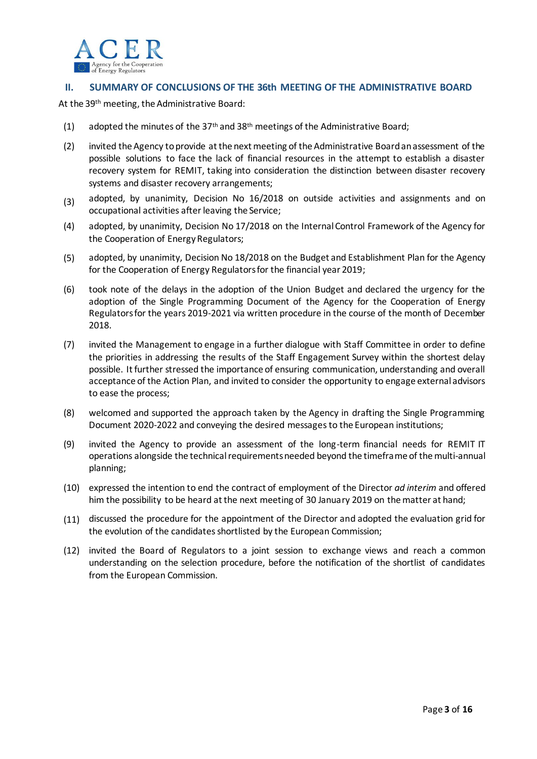## II. SUMMARY OF CONCLUSIONS OF THE 36th MEETING OF THE ADMINISTRATIVE BOARD

At the 39th meeting, the Administrative Board:

(1) adopted the minutes of the 37th and 38th meetings of the Administrative Board;

(2) invited the Agency to provide at the next meeting of the Administrative Board an assessment of the possible solutions to face the lack of financial resources in the attempt to establish a disaster recovery system for REMIT, taking into consideration the distinction between disaster recovery systems and disaster recovery arrangements;

(3) adopted, by unanimity, Decision No 16/2018 on outside activities and assignments and on occupational activities after leaving the Service;

(4) adopted, by unanimity, Decision No 17/2018 on the Internal Control Framework of the Agency for the Cooperation of Energy Regulators;

(5) adopted, by unanimity, Decision No 18/2018 on the Budget and Establishment Plan for the Agency for the Cooperation of Energy Regulators for the financial year 2019;

(6) took note of the delays in the adoption of the Union Budget and declared the urgency for the adoption of the Single Programming Document of the Agency for the Cooperation of Energy Regulators for the years 2019-2021 via written procedure in the course of the month of December 2018.

(7) invited the Management to engage in a further dialogue with Staff Committee in order to define the priorities in addressing the results of the Staff Engagement Survey within the shortest delay possible. It further stressed the importance of ensuring communication, understanding and overall acceptance of the Action Plan, and invited to consider the opportunity to engage external advisors to ease the process;

(8) welcomed and supported the approach taken by the Agency in drafting the Single Programming Document 2020-2022 and conveying the desired messages to the European institutions;

(9) invited the Agency to provide an assessment of the long-term financial needs for REMIT IT operations alongside the technical requirements needed beyond the timeframe of the multi-annual planning;

(10) expressed the intention to end the contract of employment of the Director *ad interim* and offered him the possibility to be heard at the next meeting of 30 January 2019 on the matter at hand;

(11) discussed the procedure for the appointment of the Director and adopted the evaluation grid for the evolution of the candidates shortlisted by the European Commission;

(12) invited the Board of Regulators to a joint session to exchange views and reach a common understanding on the selection procedure, before the notification of the shortlist of candidates from the European Commission.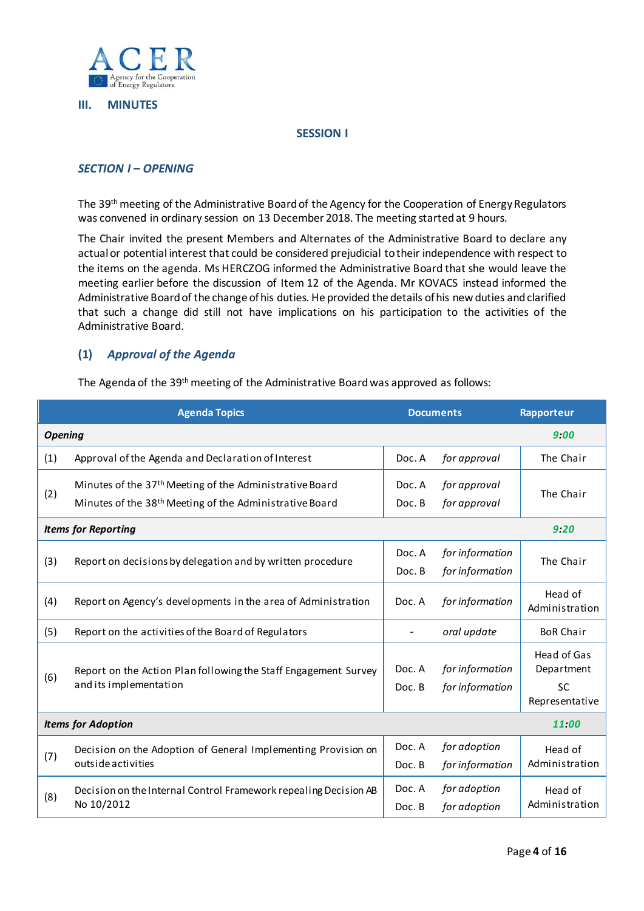## III. MINUTES

### SESSION I

#### SECTION I – OPENING

The 39th meeting of the Administrative Board of the Agency for the Cooperation of Energy Regulators was convened in ordinary session on 13 December 2018. The meeting started at 9 hours.

The Chair invited the present Members and Alternates of the Administrative Board to declare any actual or potential interest that could be considered prejudicial to their independence with respect to the items on the agenda. Ms HERCZOG informed the Administrative Board that she would leave the meeting earlier before the discussion of Item 12 of the Agenda. Mr KOVACS instead informed the Administrative Board of the change of his duties. He provided the details of his new duties and clarified that such a change did still not have implications on his participation to the activities of the Administrative Board.

#### (1) *Approval of the Agenda*

The Agenda of the 39th meeting of the Administrative Board was approved as follows:

| | Agenda Topics | Documents | | Rapporteur |
|---|---|---|---|---|
| ***Opening*** | | | | ***9:00*** |
| (1) | Approval of the Agenda and Declaration of Interest | Doc. A | *for approval* | The Chair |
| (2) | Minutes of the 37th Meeting of the Administrative Board<br>Minutes of the 38th Meeting of the Administrative Board | Doc. A<br>Doc. B | *for approval*<br>*for approval* | The Chair |
| ***Items for Reporting*** | | | | ***9:20*** |
| (3) | Report on decisions by delegation and by written procedure | Doc. A<br>Doc. B | *for information*<br>*for information* | The Chair |
| (4) | Report on Agency's developments in the area of Administration | Doc. A | *for information* | Head of Administration |
| (5) | Report on the activities of the Board of Regulators | - | *oral update* | BoR Chair |
| (6) | Report on the Action Plan following the Staff Engagement Survey and its implementation | Doc. A<br>Doc. B | *for information*<br>*for information* | Head of Gas Department<br>SC Representative |
| ***Items for Adoption*** | | | | ***11:00*** |
| (7) | Decision on the Adoption of General Implementing Provision on outside activities | Doc. A<br>Doc. B | *for adoption*<br>*for information* | Head of Administration |
| (8) | Decision on the Internal Control Framework repealing Decision AB No 10/2012 | Doc. A<br>Doc. B | *for adoption*<br>*for adoption* | Head of Administration |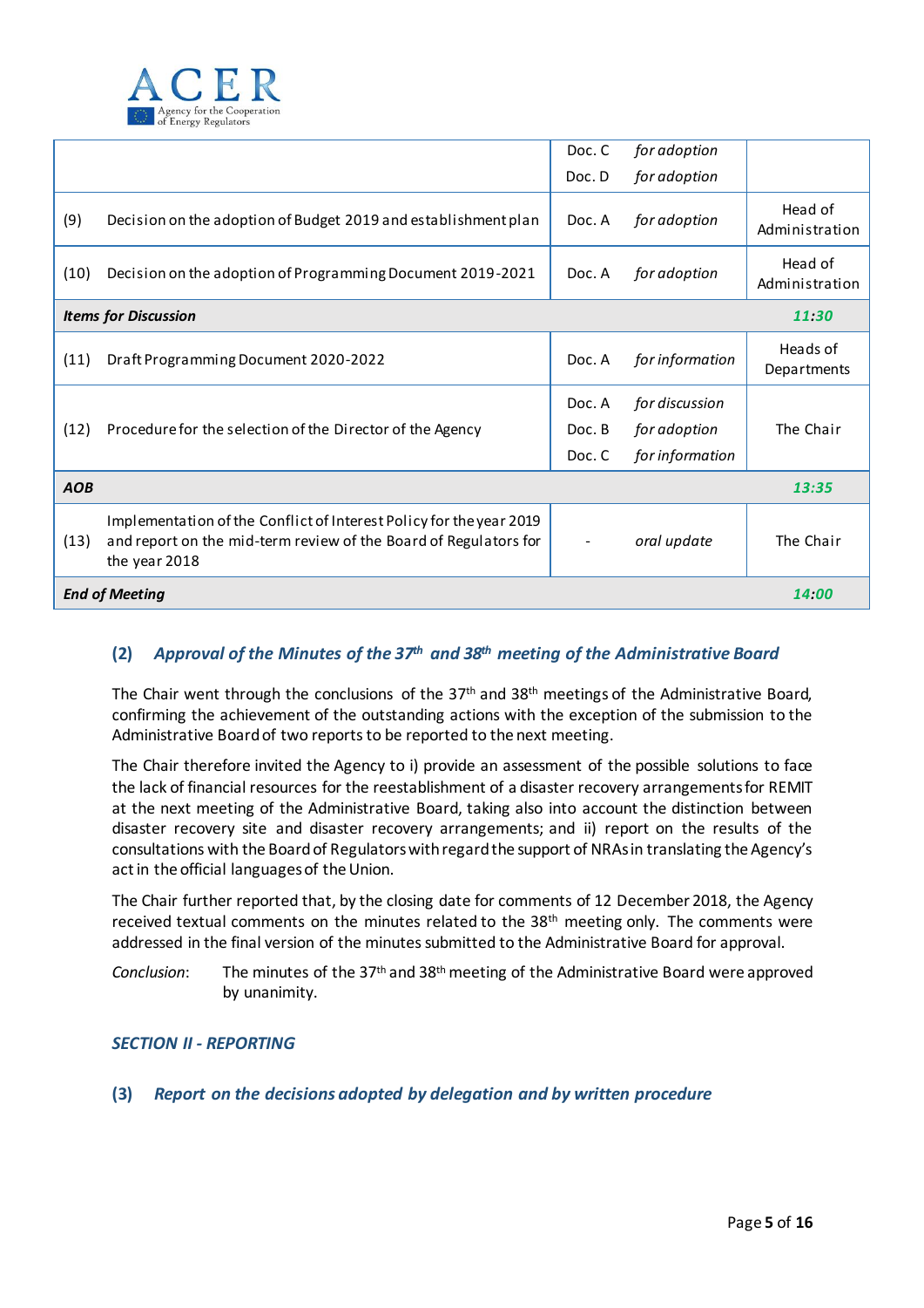| | | | |
|---|---|---|---|
| | Doc. C<br>Doc. D | *for adoption*<br>*for adoption* | |
| (9) Decision on the adoption of Budget 2019 and establishment plan | Doc. A | *for adoption* | Head of Administration |
| (10) Decision on the adoption of Programming Document 2019-2021 | Doc. A | *for adoption* | Head of Administration |
| ***Items for Discussion*** | | | ***11:30*** |
| (11) Draft Programming Document 2020-2022 | Doc. A | *for information* | Heads of Departments |
| (12) Procedure for the selection of the Director of the Agency | Doc. A<br>Doc. B<br>Doc. C | *for discussion*<br>*for adoption*<br>*for information* | The Chair |
| ***AOB*** | | | ***13:35*** |
| (13) Implementation of the Conflict of Interest Policy for the year 2019 and report on the mid-term review of the Board of Regulators for the year 2018 | - | *oral update* | The Chair |
| ***End of Meeting*** | | | ***14:00*** |

## (2) *Approval of the Minutes of the 37th and 38th meeting of the Administrative Board*

The Chair went through the conclusions of the 37th and 38th meetings of the Administrative Board, confirming the achievement of the outstanding actions with the exception of the submission to the Administrative Board of two reports to be reported to the next meeting.

The Chair therefore invited the Agency to i) provide an assessment of the possible solutions to face the lack of financial resources for the reestablishment of a disaster recovery arrangements for REMIT at the next meeting of the Administrative Board, taking also into account the distinction between disaster recovery site and disaster recovery arrangements; and ii) report on the results of the consultations with the Board of Regulators with regard the support of NRAs in translating the Agency's act in the official languages of the Union.

The Chair further reported that, by the closing date for comments of 12 December 2018, the Agency received textual comments on the minutes related to the 38th meeting only. The comments were addressed in the final version of the minutes submitted to the Administrative Board for approval.

*Conclusion*: The minutes of the 37th and 38th meeting of the Administrative Board were approved by unanimity.

### *SECTION II - REPORTING*

## (3) *Report on the decisions adopted by delegation and by written procedure*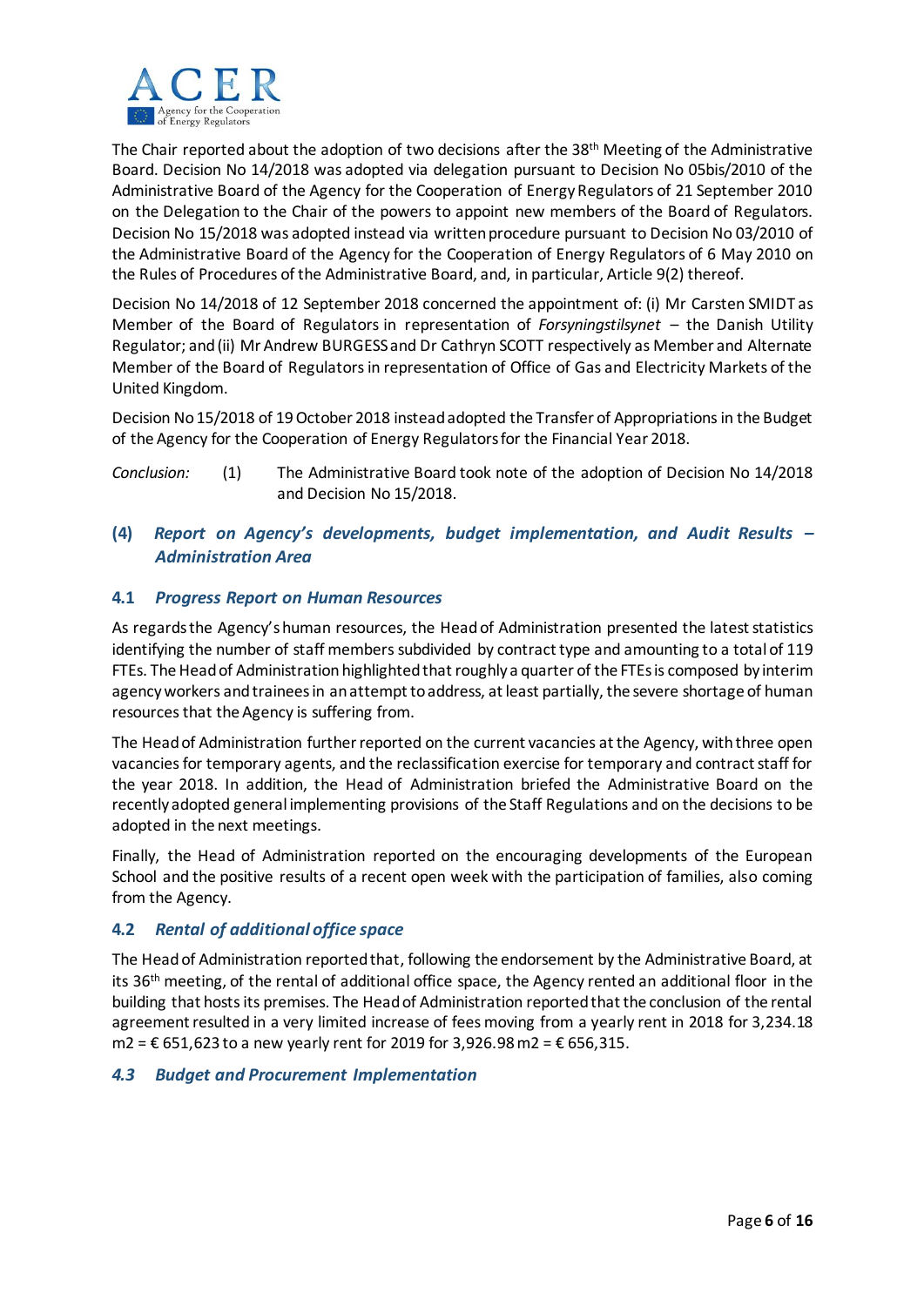The Chair reported about the adoption of two decisions after the 38th Meeting of the Administrative Board. Decision No 14/2018 was adopted via delegation pursuant to Decision No 05bis/2010 of the Administrative Board of the Agency for the Cooperation of Energy Regulators of 21 September 2010 on the Delegation to the Chair of the powers to appoint new members of the Board of Regulators. Decision No 15/2018 was adopted instead via written procedure pursuant to Decision No 03/2010 of the Administrative Board of the Agency for the Cooperation of Energy Regulators of 6 May 2010 on the Rules of Procedures of the Administrative Board, and, in particular, Article 9(2) thereof.

Decision No 14/2018 of 12 September 2018 concerned the appointment of: (i) Mr Carsten SMIDT as Member of the Board of Regulators in representation of *Forsyningstilsynet* – the Danish Utility Regulator; and (ii) Mr Andrew BURGESS and Dr Cathryn SCOTT respectively as Member and Alternate Member of the Board of Regulators in representation of Office of Gas and Electricity Markets of the United Kingdom.

Decision No 15/2018 of 19 October 2018 instead adopted the Transfer of Appropriations in the Budget of the Agency for the Cooperation of Energy Regulators for the Financial Year 2018.

*Conclusion:* (1) The Administrative Board took note of the adoption of Decision No 14/2018 and Decision No 15/2018.

## (4) *Report on Agency's developments, budget implementation, and Audit Results – Administration Area*

### 4.1 *Progress Report on Human Resources*

As regards the Agency's human resources, the Head of Administration presented the latest statistics identifying the number of staff members subdivided by contract type and amounting to a total of 119 FTEs. The Head of Administration highlighted that roughly a quarter of the FTEs is composed by interim agency workers and trainees in an attempt to address, at least partially, the severe shortage of human resources that the Agency is suffering from.

The Head of Administration further reported on the current vacancies at the Agency, with three open vacancies for temporary agents, and the reclassification exercise for temporary and contract staff for the year 2018. In addition, the Head of Administration briefed the Administrative Board on the recently adopted general implementing provisions of the Staff Regulations and on the decisions to be adopted in the next meetings.

Finally, the Head of Administration reported on the encouraging developments of the European School and the positive results of a recent open week with the participation of families, also coming from the Agency.

### 4.2 *Rental of additional office space*

The Head of Administration reported that, following the endorsement by the Administrative Board, at its 36th meeting, of the rental of additional office space, the Agency rented an additional floor in the building that hosts its premises. The Head of Administration reported that the conclusion of the rental agreement resulted in a very limited increase of fees moving from a yearly rent in 2018 for 3,234.18 m2 = € 651,623 to a new yearly rent for 2019 for 3,926.98 m2 = € 656,315.

### *4.3 Budget and Procurement Implementation*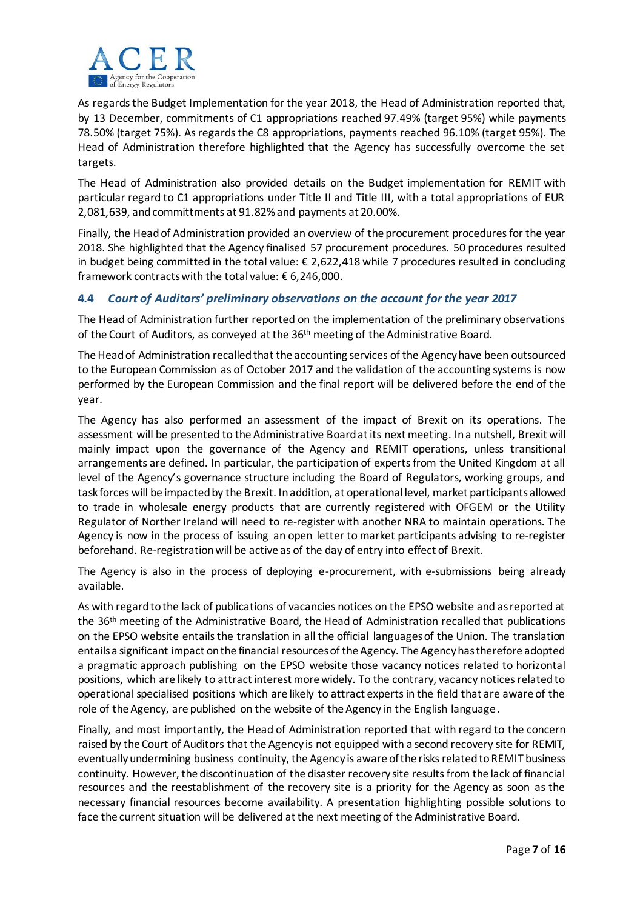As regards the Budget Implementation for the year 2018, the Head of Administration reported that, by 13 December, commitments of C1 appropriations reached 97.49% (target 95%) while payments 78.50% (target 75%). As regards the C8 appropriations, payments reached 96.10% (target 95%). The Head of Administration therefore highlighted that the Agency has successfully overcome the set targets.

The Head of Administration also provided details on the Budget implementation for REMIT with particular regard to C1 appropriations under Title II and Title III, with a total appropriations of EUR 2,081,639, and committments at 91.82% and payments at 20.00%.

Finally, the Head of Administration provided an overview of the procurement procedures for the year 2018. She highlighted that the Agency finalised 57 procurement procedures. 50 procedures resulted in budget being committed in the total value: € 2,622,418 while 7 procedures resulted in concluding framework contracts with the total value: € 6,246,000.

### 4.4 *Court of Auditors' preliminary observations on the account for the year 2017*

The Head of Administration further reported on the implementation of the preliminary observations of the Court of Auditors, as conveyed at the 36th meeting of the Administrative Board.

The Head of Administration recalled that the accounting services of the Agency have been outsourced to the European Commission as of October 2017 and the validation of the accounting systems is now performed by the European Commission and the final report will be delivered before the end of the year.

The Agency has also performed an assessment of the impact of Brexit on its operations. The assessment will be presented to the Administrative Board at its next meeting. In a nutshell, Brexit will mainly impact upon the governance of the Agency and REMIT operations, unless transitional arrangements are defined. In particular, the participation of experts from the United Kingdom at all level of the Agency's governance structure including the Board of Regulators, working groups, and task forces will be impacted by the Brexit. In addition, at operational level, market participants allowed to trade in wholesale energy products that are currently registered with OFGEM or the Utility Regulator of Norther Ireland will need to re-register with another NRA to maintain operations. The Agency is now in the process of issuing an open letter to market participants advising to re-register beforehand. Re-registration will be active as of the day of entry into effect of Brexit.

The Agency is also in the process of deploying e-procurement, with e-submissions being already available.

As with regard to the lack of publications of vacancies notices on the EPSO website and as reported at the 36th meeting of the Administrative Board, the Head of Administration recalled that publications on the EPSO website entails the translation in all the official languages of the Union. The translation entails a significant impact on the financial resources of the Agency. The Agency has therefore adopted a pragmatic approach publishing on the EPSO website those vacancy notices related to horizontal positions, which are likely to attract interest more widely. To the contrary, vacancy notices related to operational specialised positions which are likely to attract experts in the field that are aware of the role of the Agency, are published on the website of the Agency in the English language.

Finally, and most importantly, the Head of Administration reported that with regard to the concern raised by the Court of Auditors that the Agency is not equipped with a second recovery site for REMIT, eventually undermining business continuity, the Agency is aware of the risks related to REMIT business continuity. However, the discontinuation of the disaster recovery site results from the lack of financial resources and the reestablishment of the recovery site is a priority for the Agency as soon as the necessary financial resources become availability. A presentation highlighting possible solutions to face the current situation will be delivered at the next meeting of the Administrative Board.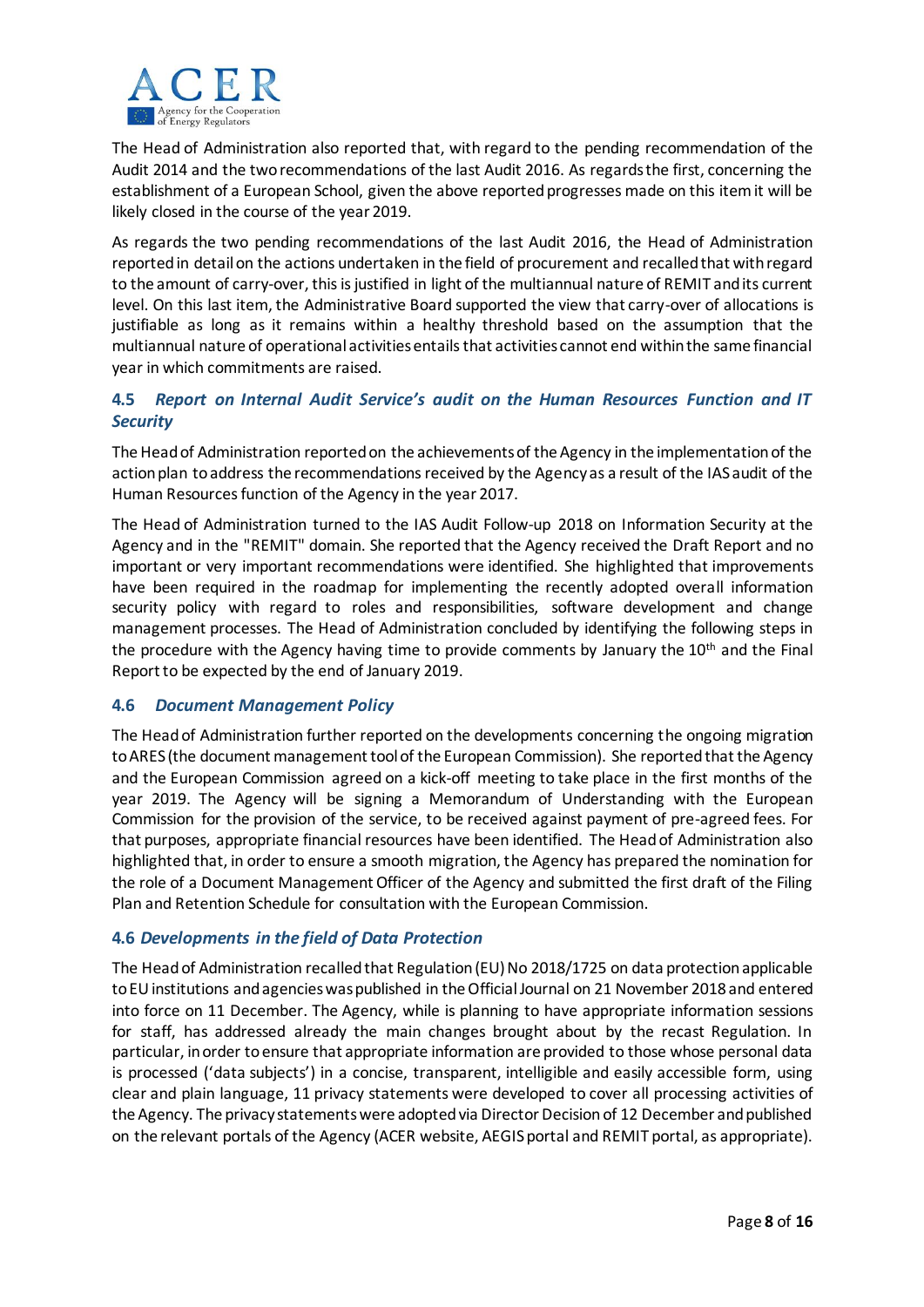The Head of Administration also reported that, with regard to the pending recommendation of the Audit 2014 and the two recommendations of the last Audit 2016. As regards the first, concerning the establishment of a European School, given the above reported progresses made on this item it will be likely closed in the course of the year 2019.

As regards the two pending recommendations of the last Audit 2016, the Head of Administration reported in detail on the actions undertaken in the field of procurement and recalled that with regard to the amount of carry-over, this is justified in light of the multiannual nature of REMIT and its current level. On this last item, the Administrative Board supported the view that carry-over of allocations is justifiable as long as it remains within a healthy threshold based on the assumption that the multiannual nature of operational activities entails that activities cannot end within the same financial year in which commitments are raised.

### 4.5 *Report on Internal Audit Service's audit on the Human Resources Function and IT Security*

The Head of Administration reported on the achievements of the Agency in the implementation of the action plan to address the recommendations received by the Agency as a result of the IAS audit of the Human Resources function of the Agency in the year 2017.

The Head of Administration turned to the IAS Audit Follow-up 2018 on Information Security at the Agency and in the "REMIT" domain. She reported that the Agency received the Draft Report and no important or very important recommendations were identified. She highlighted that improvements have been required in the roadmap for implementing the recently adopted overall information security policy with regard to roles and responsibilities, software development and change management processes. The Head of Administration concluded by identifying the following steps in the procedure with the Agency having time to provide comments by January the 10th and the Final Report to be expected by the end of January 2019.

### 4.6 *Document Management Policy*

The Head of Administration further reported on the developments concerning the ongoing migration to ARES (the document management tool of the European Commission). She reported that the Agency and the European Commission agreed on a kick-off meeting to take place in the first months of the year 2019. The Agency will be signing a Memorandum of Understanding with the European Commission for the provision of the service, to be received against payment of pre-agreed fees. For that purposes, appropriate financial resources have been identified. The Head of Administration also highlighted that, in order to ensure a smooth migration, the Agency has prepared the nomination for the role of a Document Management Officer of the Agency and submitted the first draft of the Filing Plan and Retention Schedule for consultation with the European Commission.

### 4.6 *Developments in the field of Data Protection*

The Head of Administration recalled that Regulation (EU) No 2018/1725 on data protection applicable to EU institutions and agencies was published in the Official Journal on 21 November 2018 and entered into force on 11 December. The Agency, while is planning to have appropriate information sessions for staff, has addressed already the main changes brought about by the recast Regulation. In particular, in order to ensure that appropriate information are provided to those whose personal data is processed ('data subjects') in a concise, transparent, intelligible and easily accessible form, using clear and plain language, 11 privacy statements were developed to cover all processing activities of the Agency. The privacy statements were adopted via Director Decision of 12 December and published on the relevant portals of the Agency (ACER website, AEGIS portal and REMIT portal, as appropriate).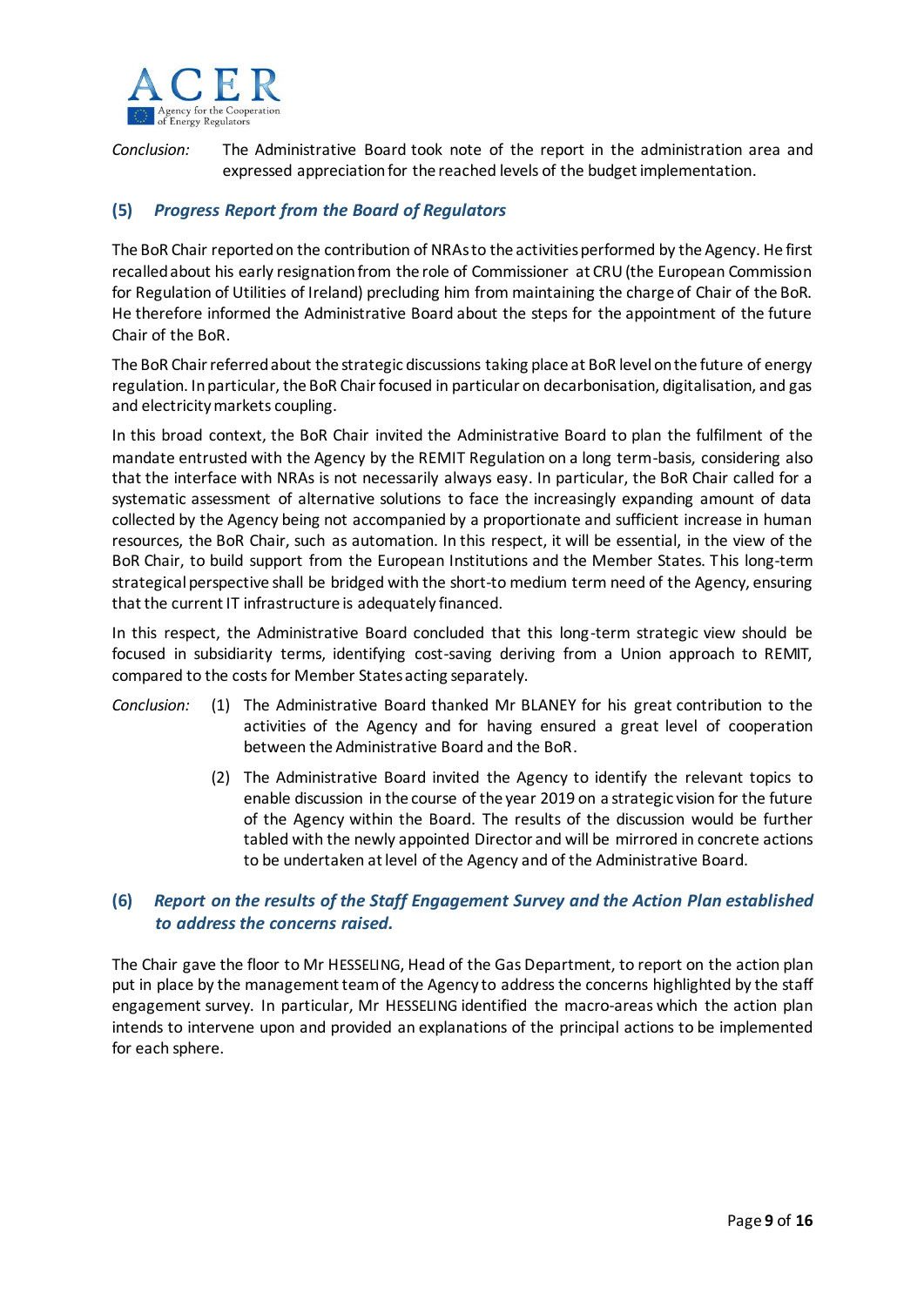*Conclusion:* The Administrative Board took note of the report in the administration area and expressed appreciation for the reached levels of the budget implementation.

### (5) *Progress Report from the Board of Regulators*

The BoR Chair reported on the contribution of NRAs to the activities performed by the Agency. He first recalled about his early resignation from the role of Commissioner at CRU (the European Commission for Regulation of Utilities of Ireland) precluding him from maintaining the charge of Chair of the BoR. He therefore informed the Administrative Board about the steps for the appointment of the future Chair of the BoR.

The BoR Chair referred about the strategic discussions taking place at BoR level on the future of energy regulation. In particular, the BoR Chair focused in particular on decarbonisation, digitalisation, and gas and electricity markets coupling.

In this broad context, the BoR Chair invited the Administrative Board to plan the fulfilment of the mandate entrusted with the Agency by the REMIT Regulation on a long term-basis, considering also that the interface with NRAs is not necessarily always easy. In particular, the BoR Chair called for a systematic assessment of alternative solutions to face the increasingly expanding amount of data collected by the Agency being not accompanied by a proportionate and sufficient increase in human resources, the BoR Chair, such as automation. In this respect, it will be essential, in the view of the BoR Chair, to build support from the European Institutions and the Member States. This long-term strategical perspective shall be bridged with the short-to medium term need of the Agency, ensuring that the current IT infrastructure is adequately financed.

In this respect, the Administrative Board concluded that this long-term strategic view should be focused in subsidiarity terms, identifying cost-saving deriving from a Union approach to REMIT, compared to the costs for Member States acting separately.

*Conclusion:*

(1) The Administrative Board thanked Mr BLANEY for his great contribution to the activities of the Agency and for having ensured a great level of cooperation between the Administrative Board and the BoR.

(2) The Administrative Board invited the Agency to identify the relevant topics to enable discussion in the course of the year 2019 on a strategic vision for the future of the Agency within the Board. The results of the discussion would be further tabled with the newly appointed Director and will be mirrored in concrete actions to be undertaken at level of the Agency and of the Administrative Board.

### (6) *Report on the results of the Staff Engagement Survey and the Action Plan established to address the concerns raised.*

The Chair gave the floor to Mr HESSELING, Head of the Gas Department, to report on the action plan put in place by the management team of the Agency to address the concerns highlighted by the staff engagement survey. In particular, Mr HESSELING identified the macro-areas which the action plan intends to intervene upon and provided an explanations of the principal actions to be implemented for each sphere.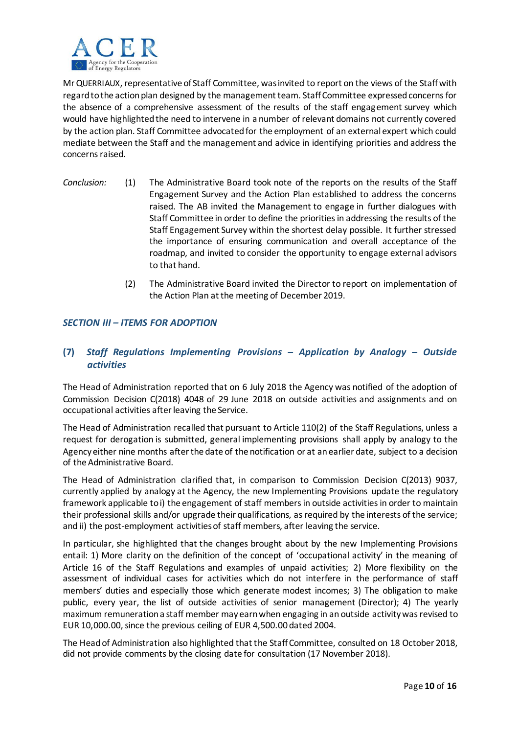Mr QUERRIAUX, representative of Staff Committee, was invited to report on the views of the Staff with regard to the action plan designed by the management team. Staff Committee expressed concerns for the absence of a comprehensive assessment of the results of the staff engagement survey which would have highlighted the need to intervene in a number of relevant domains not currently covered by the action plan. Staff Committee advocated for the employment of an external expert which could mediate between the Staff and the management and advice in identifying priorities and address the concerns raised.

*Conclusion:*

(1) The Administrative Board took note of the reports on the results of the Staff Engagement Survey and the Action Plan established to address the concerns raised. The AB invited the Management to engage in further dialogues with Staff Committee in order to define the priorities in addressing the results of the Staff Engagement Survey within the shortest delay possible. It further stressed the importance of ensuring communication and overall acceptance of the roadmap, and invited to consider the opportunity to engage external advisors to that hand.

(2) The Administrative Board invited the Director to report on implementation of the Action Plan at the meeting of December 2019.

## *SECTION III – ITEMS FOR ADOPTION*

### (7) *Staff Regulations Implementing Provisions – Application by Analogy – Outside activities*

The Head of Administration reported that on 6 July 2018 the Agency was notified of the adoption of Commission Decision C(2018) 4048 of 29 June 2018 on outside activities and assignments and on occupational activities after leaving the Service.

The Head of Administration recalled that pursuant to Article 110(2) of the Staff Regulations, unless a request for derogation is submitted, general implementing provisions shall apply by analogy to the Agency either nine months after the date of the notification or at an earlier date, subject to a decision of the Administrative Board.

The Head of Administration clarified that, in comparison to Commission Decision C(2013) 9037, currently applied by analogy at the Agency, the new Implementing Provisions update the regulatory framework applicable to i) the engagement of staff members in outside activities in order to maintain their professional skills and/or upgrade their qualifications, as required by the interests of the service; and ii) the post-employment activities of staff members, after leaving the service.

In particular, she highlighted that the changes brought about by the new Implementing Provisions entail: 1) More clarity on the definition of the concept of 'occupational activity' in the meaning of Article 16 of the Staff Regulations and examples of unpaid activities; 2) More flexibility on the assessment of individual cases for activities which do not interfere in the performance of staff members' duties and especially those which generate modest incomes; 3) The obligation to make public, every year, the list of outside activities of senior management (Director); 4) The yearly maximum remuneration a staff member may earn when engaging in an outside activity was revised to EUR 10,000.00, since the previous ceiling of EUR 4,500.00 dated 2004.

The Head of Administration also highlighted that the Staff Committee, consulted on 18 October 2018, did not provide comments by the closing date for consultation (17 November 2018).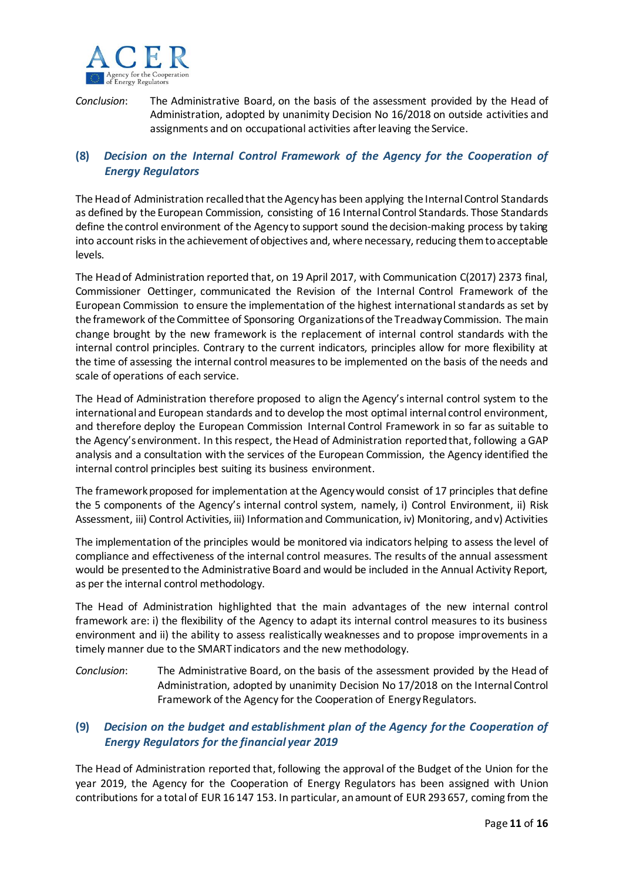*Conclusion*: The Administrative Board, on the basis of the assessment provided by the Head of Administration, adopted by unanimity Decision No 16/2018 on outside activities and assignments and on occupational activities after leaving the Service.

## (8) *Decision on the Internal Control Framework of the Agency for the Cooperation of Energy Regulators*

The Head of Administration recalled that the Agency has been applying the Internal Control Standards as defined by the European Commission, consisting of 16 Internal Control Standards. Those Standards define the control environment of the Agency to support sound the decision-making process by taking into account risks in the achievement of objectives and, where necessary, reducing them to acceptable levels.

The Head of Administration reported that, on 19 April 2017, with Communication C(2017) 2373 final, Commissioner Oettinger, communicated the Revision of the Internal Control Framework of the European Commission to ensure the implementation of the highest international standards as set by the framework of the Committee of Sponsoring Organizations of the Treadway Commission. The main change brought by the new framework is the replacement of internal control standards with the internal control principles. Contrary to the current indicators, principles allow for more flexibility at the time of assessing the internal control measures to be implemented on the basis of the needs and scale of operations of each service.

The Head of Administration therefore proposed to align the Agency's internal control system to the international and European standards and to develop the most optimal internal control environment, and therefore deploy the European Commission Internal Control Framework in so far as suitable to the Agency's environment. In this respect, the Head of Administration reported that, following a GAP analysis and a consultation with the services of the European Commission, the Agency identified the internal control principles best suiting its business environment.

The framework proposed for implementation at the Agency would consist of 17 principles that define the 5 components of the Agency's internal control system, namely, i) Control Environment, ii) Risk Assessment, iii) Control Activities, iii) Information and Communication, iv) Monitoring, and v) Activities

The implementation of the principles would be monitored via indicators helping to assess the level of compliance and effectiveness of the internal control measures. The results of the annual assessment would be presented to the Administrative Board and would be included in the Annual Activity Report, as per the internal control methodology.

The Head of Administration highlighted that the main advantages of the new internal control framework are: i) the flexibility of the Agency to adapt its internal control measures to its business environment and ii) the ability to assess realistically weaknesses and to propose improvements in a timely manner due to the SMART indicators and the new methodology.

*Conclusion*: The Administrative Board, on the basis of the assessment provided by the Head of Administration, adopted by unanimity Decision No 17/2018 on the Internal Control Framework of the Agency for the Cooperation of Energy Regulators.

## (9) *Decision on the budget and establishment plan of the Agency for the Cooperation of Energy Regulators for the financial year 2019*

The Head of Administration reported that, following the approval of the Budget of the Union for the year 2019, the Agency for the Cooperation of Energy Regulators has been assigned with Union contributions for a total of EUR 16 147 153. In particular, an amount of EUR 293 657, coming from the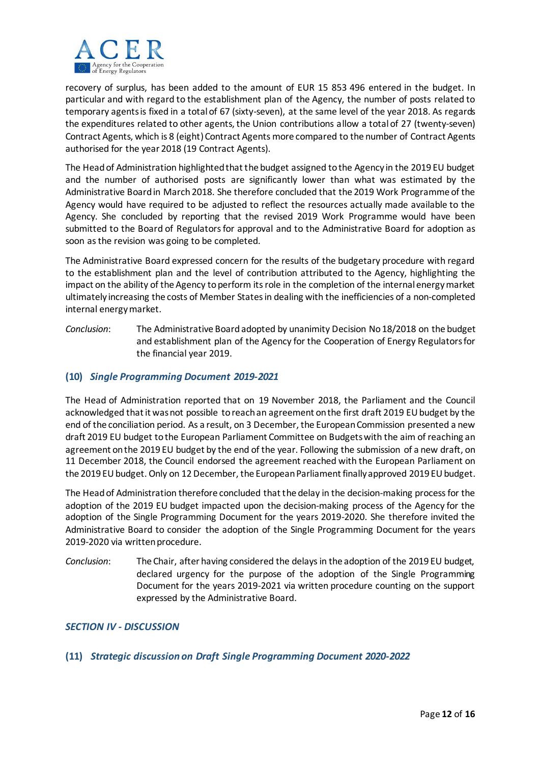recovery of surplus, has been added to the amount of EUR 15 853 496 entered in the budget. In particular and with regard to the establishment plan of the Agency, the number of posts related to temporary agents is fixed in a total of 67 (sixty-seven), at the same level of the year 2018. As regards the expenditures related to other agents, the Union contributions allow a total of 27 (twenty-seven) Contract Agents, which is 8 (eight) Contract Agents more compared to the number of Contract Agents authorised for the year 2018 (19 Contract Agents).

The Head of Administration highlighted that the budget assigned to the Agency in the 2019 EU budget and the number of authorised posts are significantly lower than what was estimated by the Administrative Board in March 2018. She therefore concluded that the 2019 Work Programme of the Agency would have required to be adjusted to reflect the resources actually made available to the Agency. She concluded by reporting that the revised 2019 Work Programme would have been submitted to the Board of Regulators for approval and to the Administrative Board for adoption as soon as the revision was going to be completed.

The Administrative Board expressed concern for the results of the budgetary procedure with regard to the establishment plan and the level of contribution attributed to the Agency, highlighting the impact on the ability of the Agency to perform its role in the completion of the internal energy market ultimately increasing the costs of Member States in dealing with the inefficiencies of a non-completed internal energy market.

*Conclusion*: The Administrative Board adopted by unanimity Decision No 18/2018 on the budget and establishment plan of the Agency for the Cooperation of Energy Regulators for the financial year 2019.

### (10) *Single Programming Document 2019-2021*

The Head of Administration reported that on 19 November 2018, the Parliament and the Council acknowledged that it was not possible to reach an agreement on the first draft 2019 EU budget by the end of the conciliation period. As a result, on 3 December, the European Commission presented a new draft 2019 EU budget to the European Parliament Committee on Budgets with the aim of reaching an agreement on the 2019 EU budget by the end of the year. Following the submission of a new draft, on 11 December 2018, the Council endorsed the agreement reached with the European Parliament on the 2019 EU budget. Only on 12 December, the European Parliament finally approved 2019 EU budget.

The Head of Administration therefore concluded that the delay in the decision-making process for the adoption of the 2019 EU budget impacted upon the decision-making process of the Agency for the adoption of the Single Programming Document for the years 2019-2020. She therefore invited the Administrative Board to consider the adoption of the Single Programming Document for the years 2019-2020 via written procedure.

*Conclusion*: The Chair, after having considered the delays in the adoption of the 2019 EU budget, declared urgency for the purpose of the adoption of the Single Programming Document for the years 2019-2021 via written procedure counting on the support expressed by the Administrative Board.

## *SECTION IV - DISCUSSION*

### (11) *Strategic discussion on Draft Single Programming Document 2020-2022*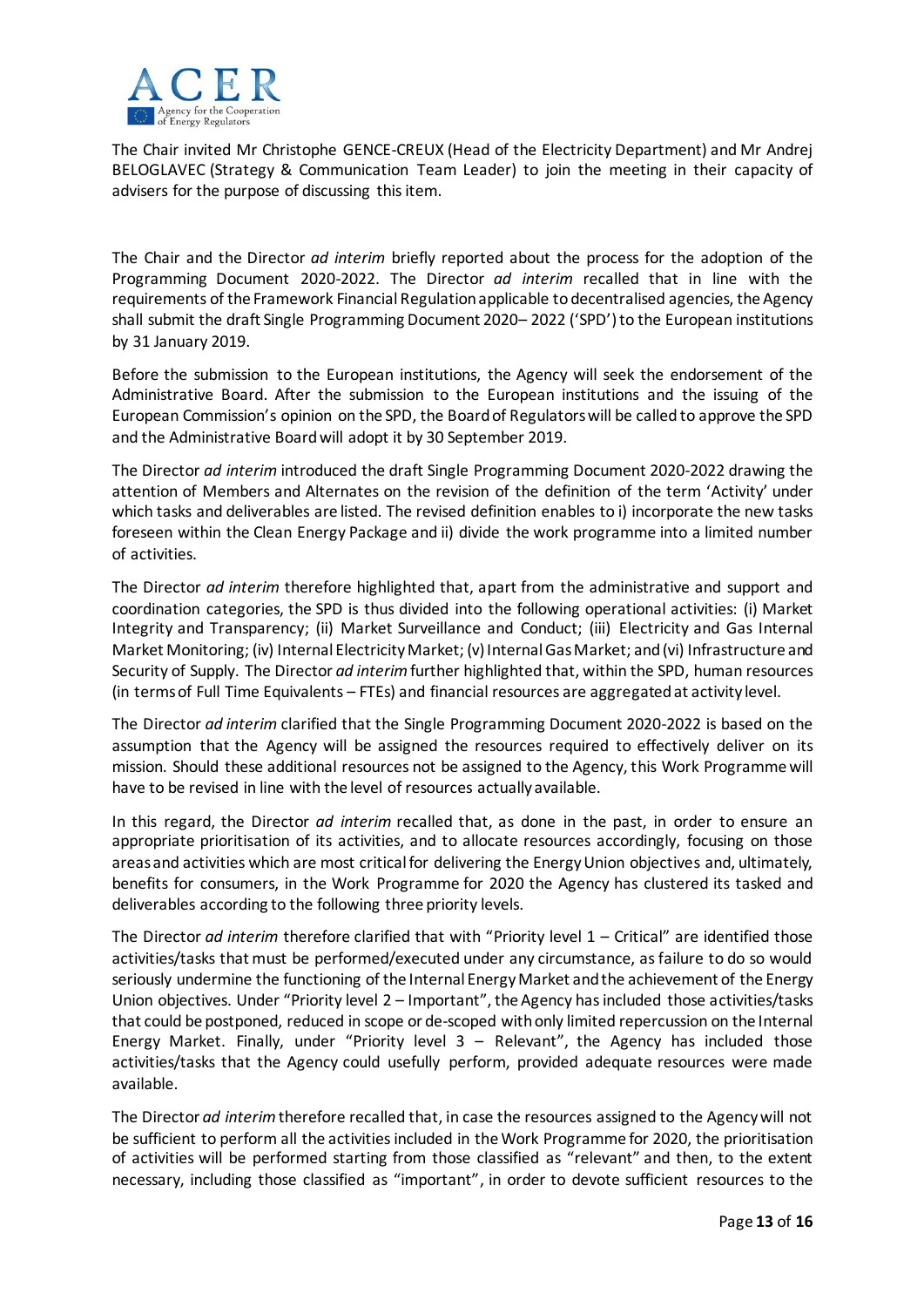The Chair invited Mr Christophe GENCE-CREUX (Head of the Electricity Department) and Mr Andrej BELOGLAVEC (Strategy & Communication Team Leader) to join the meeting in their capacity of advisers for the purpose of discussing this item.

The Chair and the Director *ad interim* briefly reported about the process for the adoption of the Programming Document 2020-2022. The Director *ad interim* recalled that in line with the requirements of the Framework Financial Regulation applicable to decentralised agencies, the Agency shall submit the draft Single Programming Document 2020– 2022 ('SPD') to the European institutions by 31 January 2019.

Before the submission to the European institutions, the Agency will seek the endorsement of the Administrative Board. After the submission to the European institutions and the issuing of the European Commission's opinion on the SPD, the Board of Regulators will be called to approve the SPD and the Administrative Board will adopt it by 30 September 2019.

The Director *ad interim* introduced the draft Single Programming Document 2020-2022 drawing the attention of Members and Alternates on the revision of the definition of the term 'Activity' under which tasks and deliverables are listed. The revised definition enables to i) incorporate the new tasks foreseen within the Clean Energy Package and ii) divide the work programme into a limited number of activities.

The Director *ad interim* therefore highlighted that, apart from the administrative and support and coordination categories, the SPD is thus divided into the following operational activities: (i) Market Integrity and Transparency; (ii) Market Surveillance and Conduct; (iii) Electricity and Gas Internal Market Monitoring; (iv) Internal Electricity Market; (v) Internal Gas Market; and (vi) Infrastructure and Security of Supply. The Director *ad interim* further highlighted that, within the SPD, human resources (in terms of Full Time Equivalents – FTEs) and financial resources are aggregated at activity level.

The Director *ad interim* clarified that the Single Programming Document 2020-2022 is based on the assumption that the Agency will be assigned the resources required to effectively deliver on its mission. Should these additional resources not be assigned to the Agency, this Work Programme will have to be revised in line with the level of resources actually available.

In this regard, the Director *ad interim* recalled that, as done in the past, in order to ensure an appropriate prioritisation of its activities, and to allocate resources accordingly, focusing on those areas and activities which are most critical for delivering the Energy Union objectives and, ultimately, benefits for consumers, in the Work Programme for 2020 the Agency has clustered its tasked and deliverables according to the following three priority levels.

The Director *ad interim* therefore clarified that with "Priority level 1 – Critical" are identified those activities/tasks that must be performed/executed under any circumstance, as failure to do so would seriously undermine the functioning of the Internal Energy Market and the achievement of the Energy Union objectives. Under "Priority level 2 – Important", the Agency has included those activities/tasks that could be postponed, reduced in scope or de-scoped with only limited repercussion on the Internal Energy Market. Finally, under "Priority level 3 – Relevant", the Agency has included those activities/tasks that the Agency could usefully perform, provided adequate resources were made available.

The Director *ad interim* therefore recalled that, in case the resources assigned to the Agency will not be sufficient to perform all the activities included in the Work Programme for 2020, the prioritisation of activities will be performed starting from those classified as "relevant" and then, to the extent necessary, including those classified as "important", in order to devote sufficient resources to the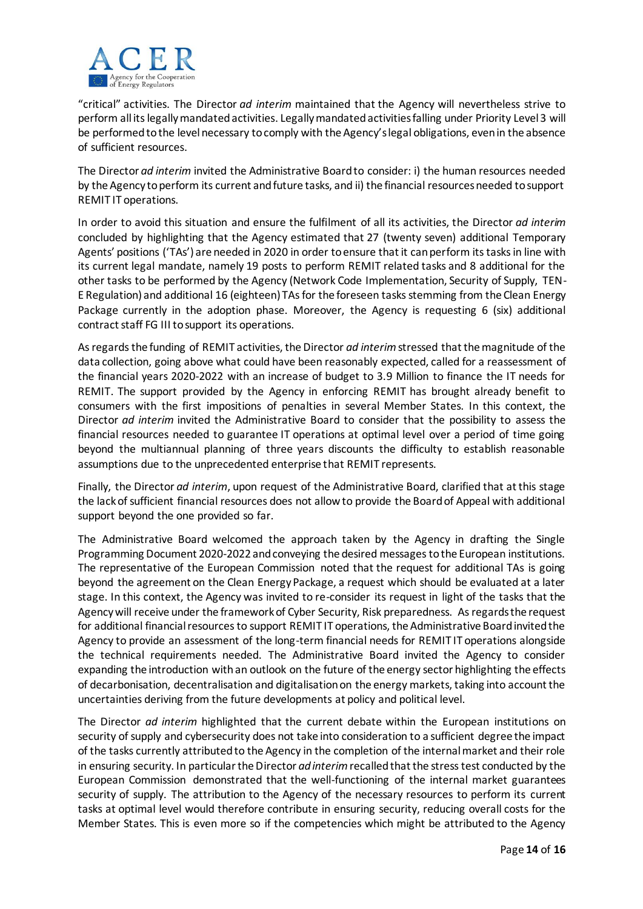"critical" activities. The Director *ad interim* maintained that the Agency will nevertheless strive to perform all its legally mandated activities. Legally mandated activities falling under Priority Level 3 will be performed to the level necessary to comply with the Agency's legal obligations, even in the absence of sufficient resources.

The Director *ad interim* invited the Administrative Board to consider: i) the human resources needed by the Agency to perform its current and future tasks, and ii) the financial resources needed to support REMIT IT operations.

In order to avoid this situation and ensure the fulfilment of all its activities, the Director *ad interim* concluded by highlighting that the Agency estimated that 27 (twenty seven) additional Temporary Agents' positions ('TAs') are needed in 2020 in order to ensure that it can perform its tasks in line with its current legal mandate, namely 19 posts to perform REMIT related tasks and 8 additional for the other tasks to be performed by the Agency (Network Code Implementation, Security of Supply, TEN-E Regulation) and additional 16 (eighteen) TAs for the foreseen tasks stemming from the Clean Energy Package currently in the adoption phase. Moreover, the Agency is requesting 6 (six) additional contract staff FG III to support its operations.

As regards the funding of REMIT activities, the Director *ad interim* stressed that the magnitude of the data collection, going above what could have been reasonably expected, called for a reassessment of the financial years 2020-2022 with an increase of budget to 3.9 Million to finance the IT needs for REMIT. The support provided by the Agency in enforcing REMIT has brought already benefit to consumers with the first impositions of penalties in several Member States. In this context, the Director *ad interim* invited the Administrative Board to consider that the possibility to assess the financial resources needed to guarantee IT operations at optimal level over a period of time going beyond the multiannual planning of three years discounts the difficulty to establish reasonable assumptions due to the unprecedented enterprise that REMIT represents.

Finally, the Director *ad interim*, upon request of the Administrative Board, clarified that at this stage the lack of sufficient financial resources does not allow to provide the Board of Appeal with additional support beyond the one provided so far.

The Administrative Board welcomed the approach taken by the Agency in drafting the Single Programming Document 2020-2022 and conveying the desired messages to the European institutions. The representative of the European Commission noted that the request for additional TAs is going beyond the agreement on the Clean Energy Package, a request which should be evaluated at a later stage. In this context, the Agency was invited to re-consider its request in light of the tasks that the Agency will receive under the framework of Cyber Security, Risk preparedness. As regards the request for additional financial resources to support REMIT IT operations, the Administrative Board invited the Agency to provide an assessment of the long-term financial needs for REMIT IT operations alongside the technical requirements needed. The Administrative Board invited the Agency to consider expanding the introduction with an outlook on the future of the energy sector highlighting the effects of decarbonisation, decentralisation and digitalisation on the energy markets, taking into account the uncertainties deriving from the future developments at policy and political level.

The Director *ad interim* highlighted that the current debate within the European institutions on security of supply and cybersecurity does not take into consideration to a sufficient degree the impact of the tasks currently attributed to the Agency in the completion of the internal market and their role in ensuring security. In particular the Director *ad interim* recalled that the stress test conducted by the European Commission demonstrated that the well-functioning of the internal market guarantees security of supply. The attribution to the Agency of the necessary resources to perform its current tasks at optimal level would therefore contribute in ensuring security, reducing overall costs for the Member States. This is even more so if the competencies which might be attributed to the Agency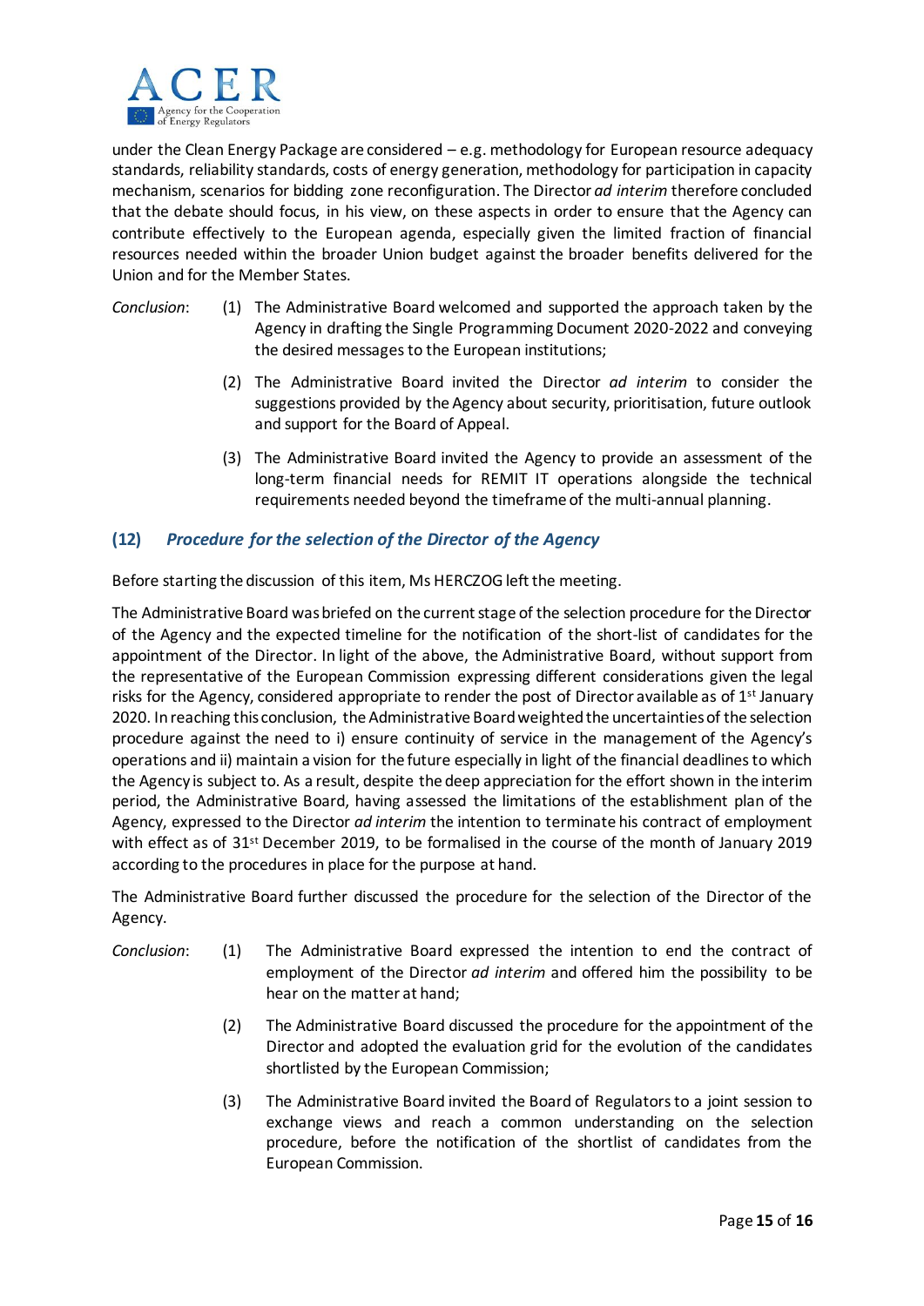under the Clean Energy Package are considered – e.g. methodology for European resource adequacy standards, reliability standards, costs of energy generation, methodology for participation in capacity mechanism, scenarios for bidding zone reconfiguration. The Director *ad interim* therefore concluded that the debate should focus, in his view, on these aspects in order to ensure that the Agency can contribute effectively to the European agenda, especially given the limited fraction of financial resources needed within the broader Union budget against the broader benefits delivered for the Union and for the Member States.

*Conclusion*:

(1) The Administrative Board welcomed and supported the approach taken by the Agency in drafting the Single Programming Document 2020-2022 and conveying the desired messages to the European institutions;

(2) The Administrative Board invited the Director *ad interim* to consider the suggestions provided by the Agency about security, prioritisation, future outlook and support for the Board of Appeal.

(3) The Administrative Board invited the Agency to provide an assessment of the long-term financial needs for REMIT IT operations alongside the technical requirements needed beyond the timeframe of the multi-annual planning.

## (12) *Procedure for the selection of the Director of the Agency*

Before starting the discussion of this item, Ms HERCZOG left the meeting.

The Administrative Board was briefed on the current stage of the selection procedure for the Director of the Agency and the expected timeline for the notification of the short-list of candidates for the appointment of the Director. In light of the above, the Administrative Board, without support from the representative of the European Commission expressing different considerations given the legal risks for the Agency, considered appropriate to render the post of Director available as of 1st January 2020. In reaching this conclusion, the Administrative Board weighted the uncertainties of the selection procedure against the need to i) ensure continuity of service in the management of the Agency's operations and ii) maintain a vision for the future especially in light of the financial deadlines to which the Agency is subject to. As a result, despite the deep appreciation for the effort shown in the interim period, the Administrative Board, having assessed the limitations of the establishment plan of the Agency, expressed to the Director *ad interim* the intention to terminate his contract of employment with effect as of 31st December 2019, to be formalised in the course of the month of January 2019 according to the procedures in place for the purpose at hand.

The Administrative Board further discussed the procedure for the selection of the Director of the Agency.

*Conclusion*:

(1) The Administrative Board expressed the intention to end the contract of employment of the Director *ad interim* and offered him the possibility to be hear on the matter at hand;

(2) The Administrative Board discussed the procedure for the appointment of the Director and adopted the evaluation grid for the evolution of the candidates shortlisted by the European Commission;

(3) The Administrative Board invited the Board of Regulators to a joint session to exchange views and reach a common understanding on the selection procedure, before the notification of the shortlist of candidates from the European Commission.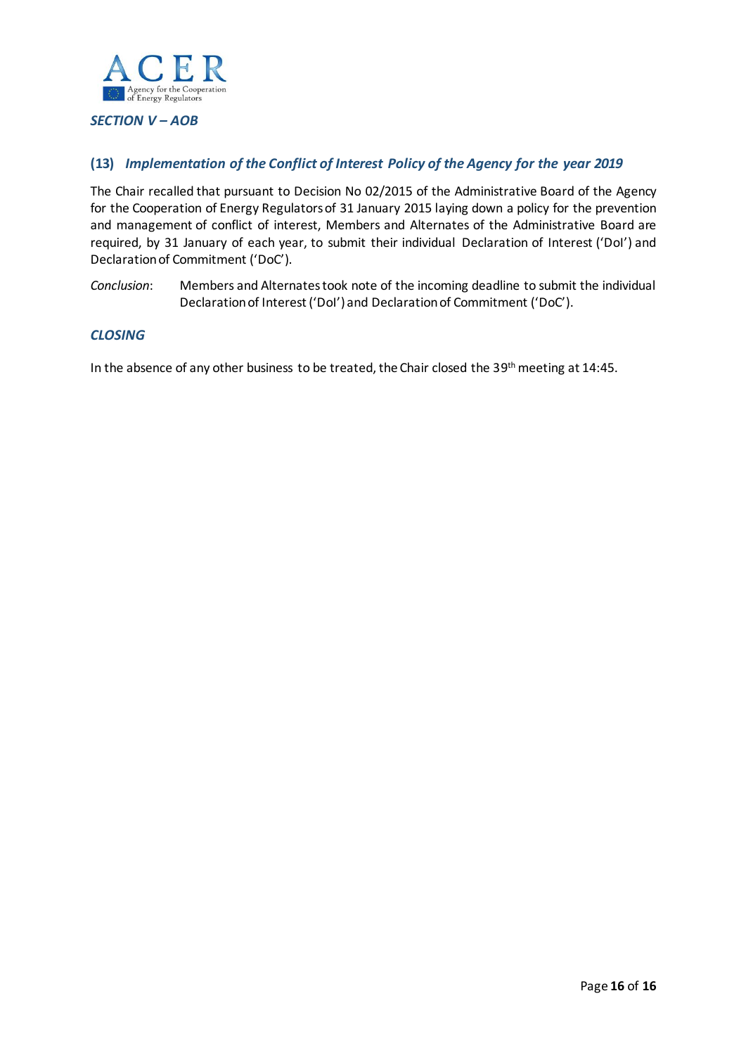## *SECTION V – AOB*

### **(13)** *Implementation of the Conflict of Interest Policy of the Agency for the year 2019*

The Chair recalled that pursuant to Decision No 02/2015 of the Administrative Board of the Agency for the Cooperation of Energy Regulators of 31 January 2015 laying down a policy for the prevention and management of conflict of interest, Members and Alternates of the Administrative Board are required, by 31 January of each year, to submit their individual Declaration of Interest ('DoI') and Declaration of Commitment ('DoC').

*Conclusion*: Members and Alternates took note of the incoming deadline to submit the individual Declaration of Interest ('DoI') and Declaration of Commitment ('DoC').

## *CLOSING*

In the absence of any other business to be treated, the Chair closed the 39th meeting at 14:45.